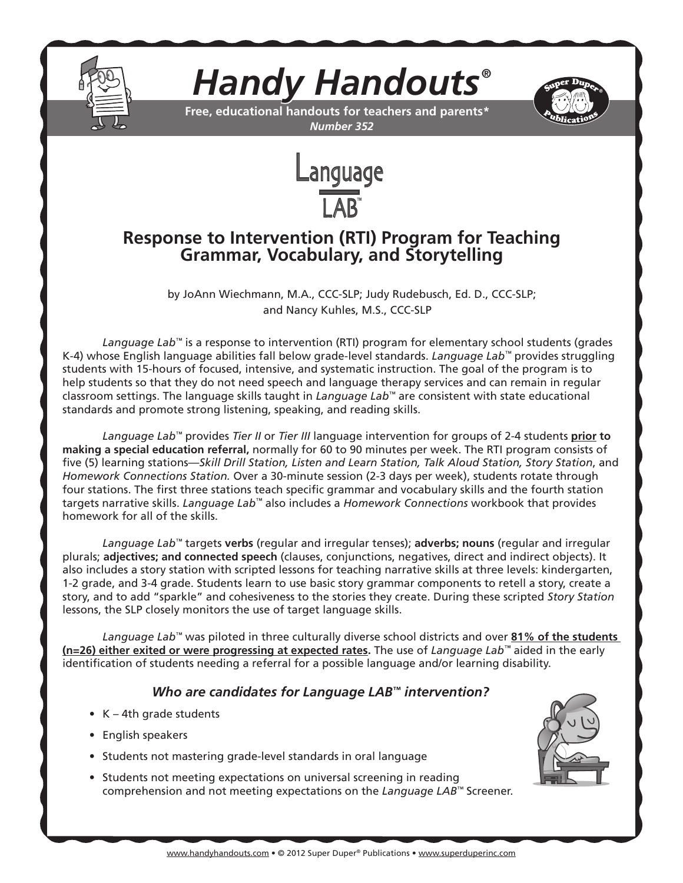# *Handy Handouts*®

**Free, educational handouts for teachers and parents***
***Number 352***

Language LAB™

## Response to Intervention (RTI) Program for Teaching Grammar, Vocabulary, and Storytelling

by JoAnn Wiechmann, M.A., CCC-SLP; Judy Rudebusch, Ed. D., CCC-SLP; and Nancy Kuhles, M.S., CCC-SLP

*Language Lab*™ is a response to intervention (RTI) program for elementary school students (grades K-4) whose English language abilities fall below grade-level standards. *Language Lab*™ provides struggling students with 15-hours of focused, intensive, and systematic instruction. The goal of the program is to help students so that they do not need speech and language therapy services and can remain in regular classroom settings. The language skills taught in *Language Lab*™ are consistent with state educational standards and promote strong listening, speaking, and reading skills.

*Language Lab*™ provides *Tier II* or *Tier III* language intervention for groups of 2-4 students **prior to making a special education referral,** normally for 60 to 90 minutes per week. The RTI program consists of five (5) learning stations—*Skill Drill Station, Listen and Learn Station, Talk Aloud Station, Story Station*, and *Homework Connections Station.* Over a 30-minute session (2-3 days per week), students rotate through four stations. The first three stations teach specific grammar and vocabulary skills and the fourth station targets narrative skills. *Language Lab*™ also includes a *Homework Connections* workbook that provides homework for all of the skills.

*Language Lab*™ targets **verbs** (regular and irregular tenses); **adverbs; nouns** (regular and irregular plurals; **adjectives; and connected speech** (clauses, conjunctions, negatives, direct and indirect objects). It also includes a story station with scripted lessons for teaching narrative skills at three levels: kindergarten, 1-2 grade, and 3-4 grade. Students learn to use basic story grammar components to retell a story, create a story, and to add "sparkle" and cohesiveness to the stories they create. During these scripted *Story Station* lessons, the SLP closely monitors the use of target language skills.

*Language Lab*™ was piloted in three culturally diverse school districts and over **81% of the students (n=26) either exited or were progressing at expected rates.** The use of *Language Lab*™ aided in the early identification of students needing a referral for a possible language and/or learning disability.

### *Who are candidates for Language LAB™ intervention?*

- K – 4th grade students
- English speakers
- Students not mastering grade-level standards in oral language
- Students not meeting expectations on universal screening in reading comprehension and not meeting expectations on the *Language LAB*™ Screener.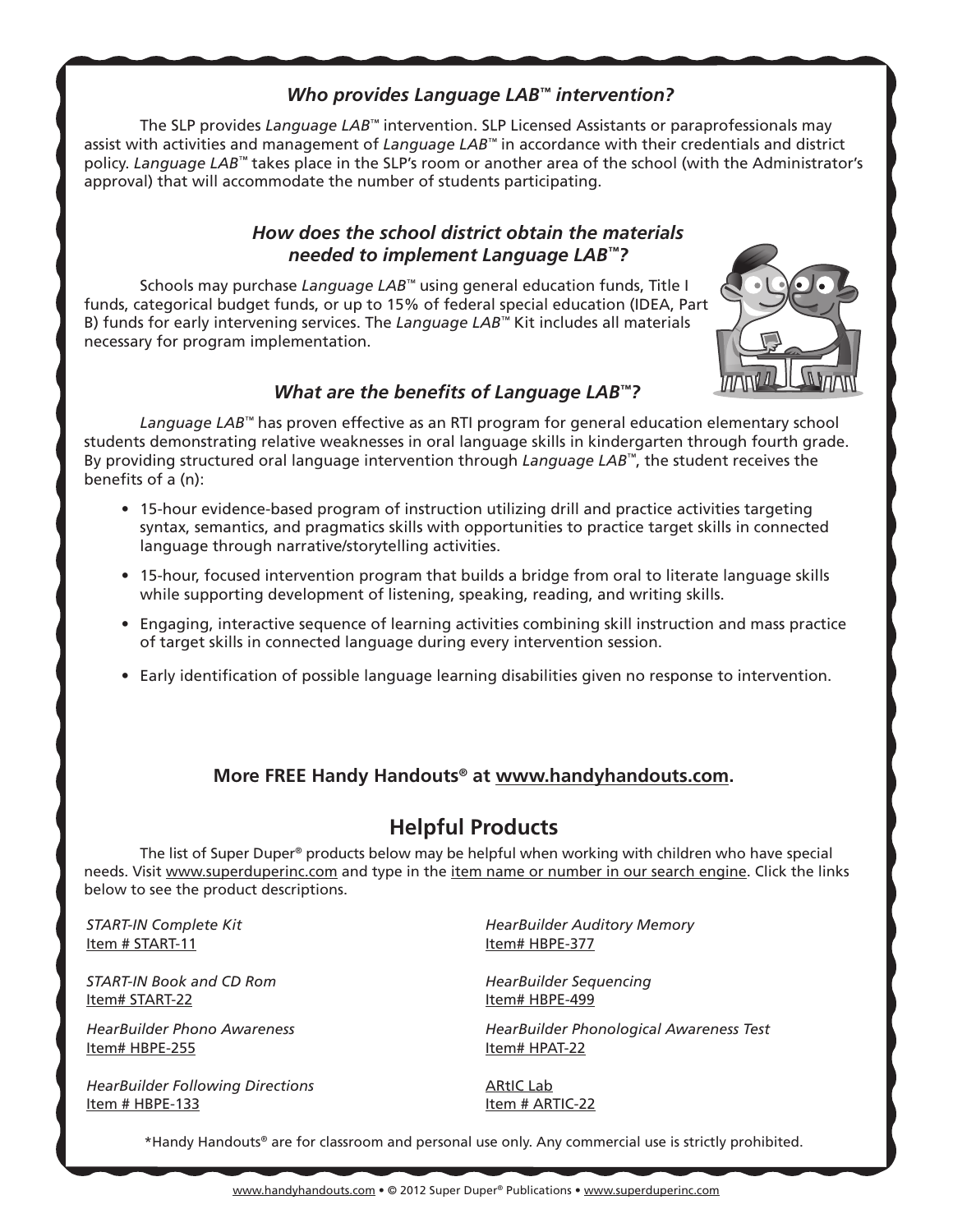### *Who provides Language LAB™ intervention?*

The SLP provides *Language LAB*™ intervention. SLP Licensed Assistants or paraprofessionals may assist with activities and management of *Language LAB*™ in accordance with their credentials and district policy. *Language LAB*™ takes place in the SLP's room or another area of the school (with the Administrator's approval) that will accommodate the number of students participating.

### *How does the school district obtain the materials needed to implement Language LAB™?*

Schools may purchase *Language LAB*™ using general education funds, Title I funds, categorical budget funds, or up to 15% of federal special education (IDEA, Part B) funds for early intervening services. The *Language LAB*™ Kit includes all materials necessary for program implementation.

### *What are the benefits of Language LAB™?*

*Language LAB*™ has proven effective as an RTI program for general education elementary school students demonstrating relative weaknesses in oral language skills in kindergarten through fourth grade. By providing structured oral language intervention through *Language LAB*™, the student receives the benefits of a (n):

- 15-hour evidence-based program of instruction utilizing drill and practice activities targeting syntax, semantics, and pragmatics skills with opportunities to practice target skills in connected language through narrative/storytelling activities.
- 15-hour, focused intervention program that builds a bridge from oral to literate language skills while supporting development of listening, speaking, reading, and writing skills.
- Engaging, interactive sequence of learning activities combining skill instruction and mass practice of target skills in connected language during every intervention session.
- Early identification of possible language learning disabilities given no response to intervention.

**More FREE Handy Handouts® at www.handyhandouts.com.**

## Helpful Products

The list of Super Duper® products below may be helpful when working with children who have special needs. Visit www.superduperinc.com and type in the item name or number in our search engine. Click the links below to see the product descriptions.

*START-IN Complete Kit*
Item # START-11

*START-IN Book and CD Rom*
Item# START-22

*HearBuilder Phono Awareness*
Item# HBPE-255

*HearBuilder Following Directions*
Item # HBPE-133

*HearBuilder Auditory Memory*
Item# HBPE-377

*HearBuilder Sequencing*
Item# HBPE-499

*HearBuilder Phonological Awareness Test*
Item# HPAT-22

ARtIC Lab
Item # ARTIC-22

\*Handy Handouts® are for classroom and personal use only. Any commercial use is strictly prohibited.